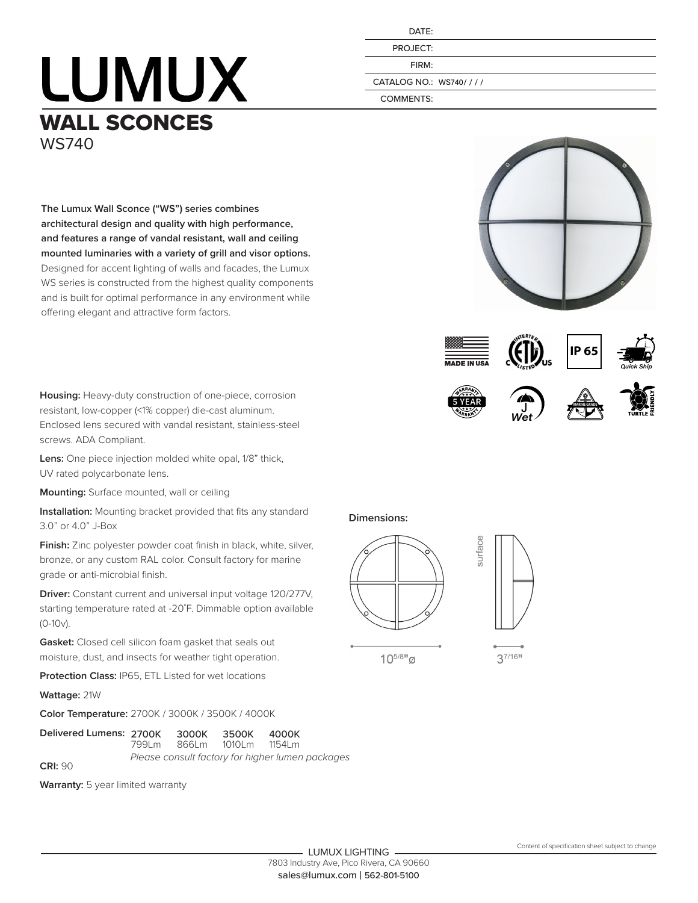| | |
|---|---|
| DATE: | |
| PROJECT: | |
| FIRM: | |
| CATALOG NO.: | WS740/ / / / |
| COMMENTS: | |

# LUMUX

## WALL SCONCES

WS740

**The Lumux Wall Sconce ("WS") series combines architectural design and quality with high performance, and features a range of vandal resistant, wall and ceiling mounted luminaries with a variety of grill and visor options.** Designed for accent lighting of walls and facades, the Lumux WS series is constructed from the highest quality components and is built for optimal performance in any environment while offering elegant and attractive form factors.

MADE IN USA | INTERTEK ETL LISTED C US | IP 65 | Quick Ship | 5 YEAR WARRANTY | Wet | MARINE GRADE | TURTLE FRIENDLY

**Housing:** Heavy-duty construction of one-piece, corrosion resistant, low-copper (<1% copper) die-cast aluminum. Enclosed lens secured with vandal resistant, stainless-steel screws. ADA Compliant.

**Lens:** One piece injection molded white opal, 1/8" thick, UV rated polycarbonate lens.

**Mounting:** Surface mounted, wall or ceiling

**Installation:** Mounting bracket provided that fits any standard 3.0" or 4.0" J-Box

**Finish:** Zinc polyester powder coat finish in black, white, silver, bronze, or any custom RAL color. Consult factory for marine grade or anti-microbial finish.

**Driver:** Constant current and universal input voltage 120/277V, starting temperature rated at -20˚F. Dimmable option available (0-10v).

**Gasket:** Closed cell silicon foam gasket that seals out moisture, dust, and insects for weather tight operation.

**Protection Class:** IP65, ETL Listed for wet locations

**Wattage:** 21W

**Color Temperature:** 2700K / 3000K / 3500K / 4000K

**Delivered Lumens:**

| 2700K | 3000K | 3500K | 4000K |
|---|---|---|---|
| 799Lm | 866Lm | 1010Lm | 1154Lm |

*Please consult factory for higher lumen packages*

**CRI:** 90

**Warranty:** 5 year limited warranty

**Dimensions:**

surface

10 5/8" ø

3 7/16"

LUMUX LIGHTING
7803 Industry Ave, Pico Rivera, CA 90660
sales@lumux.com | 562-801-5100

Content of specification sheet subject to change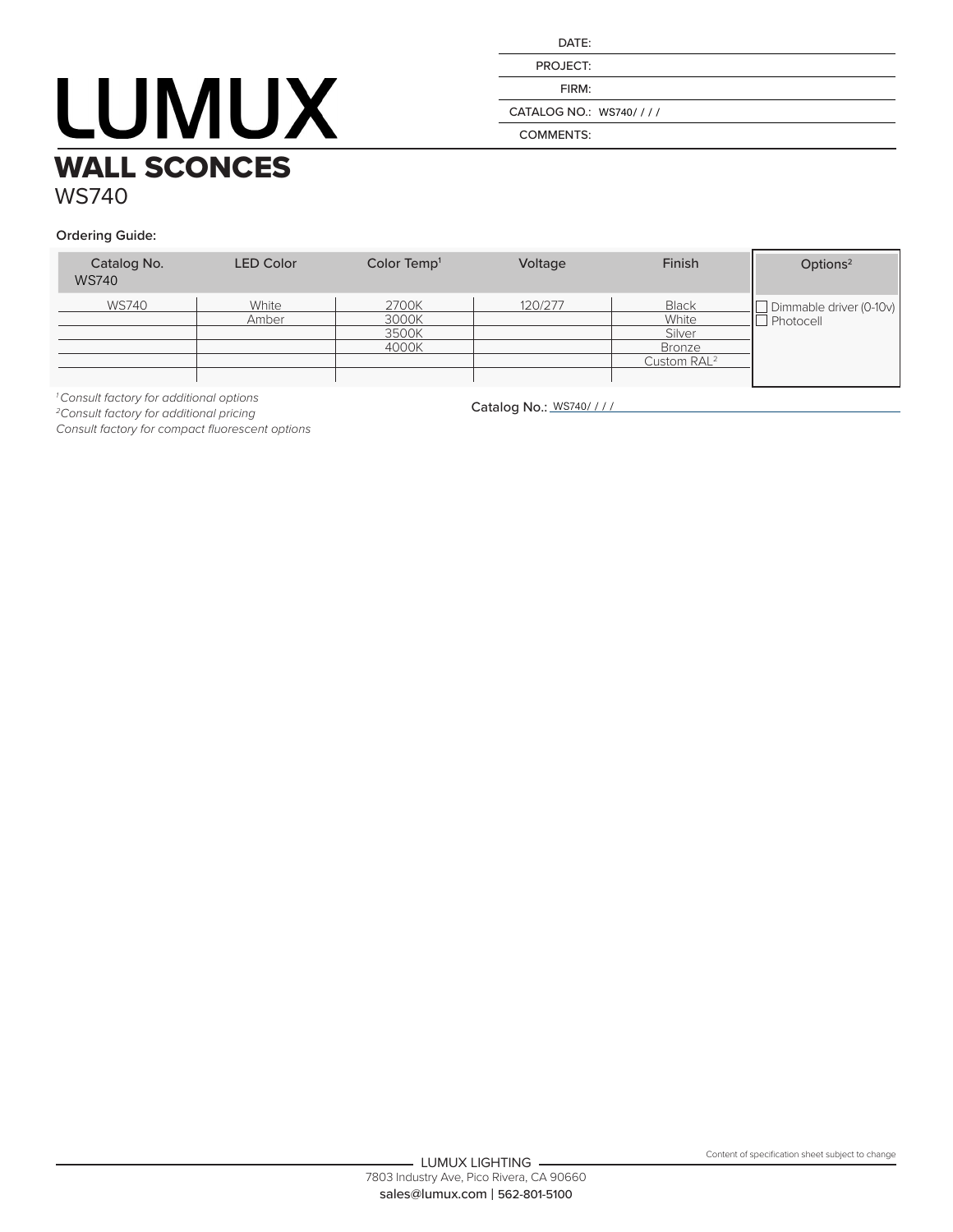DATE:

PROJECT:

FIRM:

CATALOG NO.: WS740/ / / /

COMMENTS:

# LUMUX

## WALL SCONCES

WS740

**Ordering Guide:**

| Catalog No. WS740 | LED Color | Color Temp[1] | Voltage | Finish | Options[2] |
|---|---|---|---|---|---|
| WS740 | White | 2700K | 120/277 | Black | ☐ Dimmable driver (0-10v) |
| | Amber | 3000K | | White | ☐ Photocell |
| | | 3500K | | Silver | |
| | | 4000K | | Bronze | |
| | | | | Custom RAL[2] | |
| | | | | | |

*[1] Consult factory for additional options*
*[2] Consult factory for additional pricing*
*Consult factory for compact fluorescent options*

Catalog No.: WS740/ / / /

LUMUX LIGHTING
7803 Industry Ave, Pico Rivera, CA 90660
sales@lumux.com | 562-801-5100

Content of specification sheet subject to change